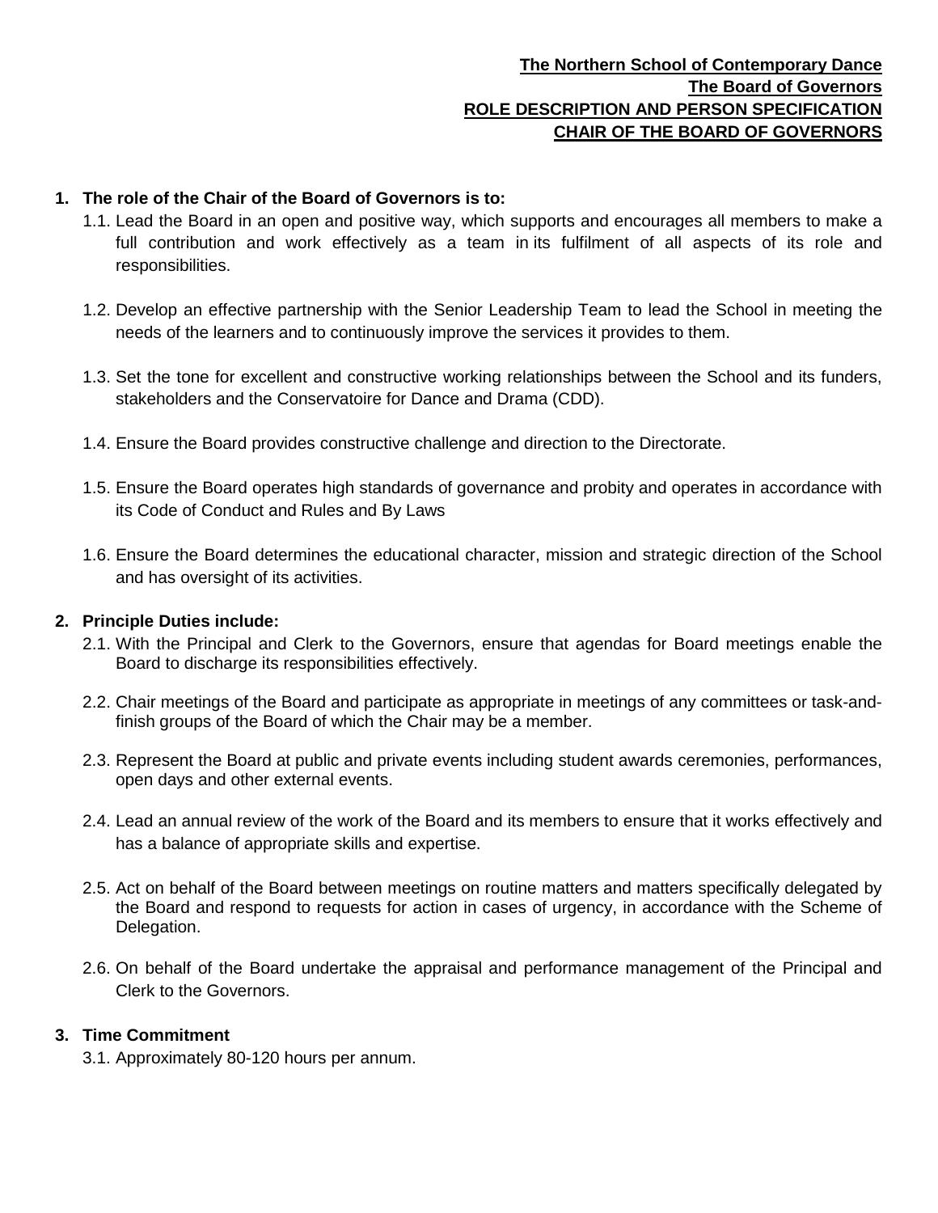**The Northern School of Contemporary Dance**
**The Board of Governors**
**ROLE DESCRIPTION AND PERSON SPECIFICATION**
**CHAIR OF THE BOARD OF GOVERNORS**

## 1. The role of the Chair of the Board of Governors is to:

1.1. Lead the Board in an open and positive way, which supports and encourages all members to make a full contribution and work effectively as a team in its fulfilment of all aspects of its role and responsibilities.

1.2. Develop an effective partnership with the Senior Leadership Team to lead the School in meeting the needs of the learners and to continuously improve the services it provides to them.

1.3. Set the tone for excellent and constructive working relationships between the School and its funders, stakeholders and the Conservatoire for Dance and Drama (CDD).

1.4. Ensure the Board provides constructive challenge and direction to the Directorate.

1.5. Ensure the Board operates high standards of governance and probity and operates in accordance with its Code of Conduct and Rules and By Laws

1.6. Ensure the Board determines the educational character, mission and strategic direction of the School and has oversight of its activities.

## 2. Principle Duties include:

2.1. With the Principal and Clerk to the Governors, ensure that agendas for Board meetings enable the Board to discharge its responsibilities effectively.

2.2. Chair meetings of the Board and participate as appropriate in meetings of any committees or task-and-finish groups of the Board of which the Chair may be a member.

2.3. Represent the Board at public and private events including student awards ceremonies, performances, open days and other external events.

2.4. Lead an annual review of the work of the Board and its members to ensure that it works effectively and has a balance of appropriate skills and expertise.

2.5. Act on behalf of the Board between meetings on routine matters and matters specifically delegated by the Board and respond to requests for action in cases of urgency, in accordance with the Scheme of Delegation.

2.6. On behalf of the Board undertake the appraisal and performance management of the Principal and Clerk to the Governors.

## 3. Time Commitment

3.1. Approximately 80-120 hours per annum.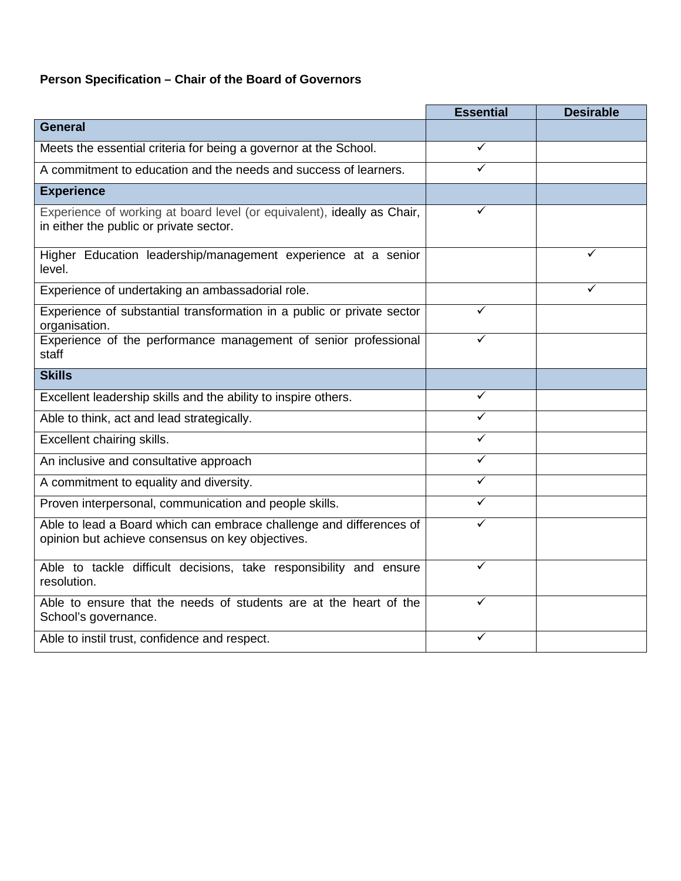**Person Specification – Chair of the Board of Governors**

| | Essential | Desirable |
|---|---|---|
| **General** | | |
| Meets the essential criteria for being a governor at the School. | ✓ | |
| A commitment to education and the needs and success of learners. | ✓ | |
| **Experience** | | |
| Experience of working at board level (or equivalent), ideally as Chair, in either the public or private sector. | ✓ | |
| Higher Education leadership/management experience at a senior level. | | ✓ |
| Experience of undertaking an ambassadorial role. | | ✓ |
| Experience of substantial transformation in a public or private sector organisation. | ✓ | |
| Experience of the performance management of senior professional staff | ✓ | |
| **Skills** | | |
| Excellent leadership skills and the ability to inspire others. | ✓ | |
| Able to think, act and lead strategically. | ✓ | |
| Excellent chairing skills. | ✓ | |
| An inclusive and consultative approach | ✓ | |
| A commitment to equality and diversity. | ✓ | |
| Proven interpersonal, communication and people skills. | ✓ | |
| Able to lead a Board which can embrace challenge and differences of opinion but achieve consensus on key objectives. | ✓ | |
| Able to tackle difficult decisions, take responsibility and ensure resolution. | ✓ | |
| Able to ensure that the needs of students are at the heart of the School's governance. | ✓ | |
| Able to instil trust, confidence and respect. | ✓ | |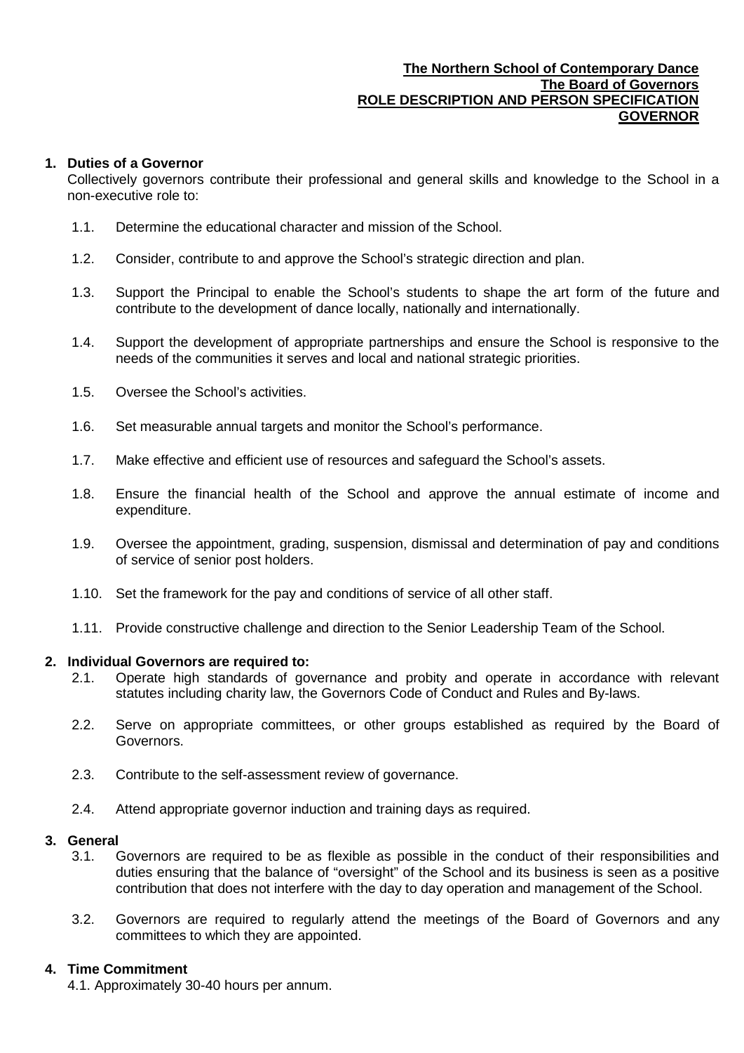**The Northern School of Contemporary Dance**
**The Board of Governors**
**ROLE DESCRIPTION AND PERSON SPECIFICATION**
**GOVERNOR**

## 1. Duties of a Governor

Collectively governors contribute their professional and general skills and knowledge to the School in a non-executive role to:

1.1. Determine the educational character and mission of the School.

1.2. Consider, contribute to and approve the School's strategic direction and plan.

1.3. Support the Principal to enable the School's students to shape the art form of the future and contribute to the development of dance locally, nationally and internationally.

1.4. Support the development of appropriate partnerships and ensure the School is responsive to the needs of the communities it serves and local and national strategic priorities.

1.5. Oversee the School's activities.

1.6. Set measurable annual targets and monitor the School's performance.

1.7. Make effective and efficient use of resources and safeguard the School's assets.

1.8. Ensure the financial health of the School and approve the annual estimate of income and expenditure.

1.9. Oversee the appointment, grading, suspension, dismissal and determination of pay and conditions of service of senior post holders.

1.10. Set the framework for the pay and conditions of service of all other staff.

1.11. Provide constructive challenge and direction to the Senior Leadership Team of the School.

## 2. Individual Governors are required to:

2.1. Operate high standards of governance and probity and operate in accordance with relevant statutes including charity law, the Governors Code of Conduct and Rules and By-laws.

2.2. Serve on appropriate committees, or other groups established as required by the Board of Governors.

2.3. Contribute to the self-assessment review of governance.

2.4. Attend appropriate governor induction and training days as required.

## 3. General

3.1. Governors are required to be as flexible as possible in the conduct of their responsibilities and duties ensuring that the balance of "oversight" of the School and its business is seen as a positive contribution that does not interfere with the day to day operation and management of the School.

3.2. Governors are required to regularly attend the meetings of the Board of Governors and any committees to which they are appointed.

## 4. Time Commitment

4.1. Approximately 30-40 hours per annum.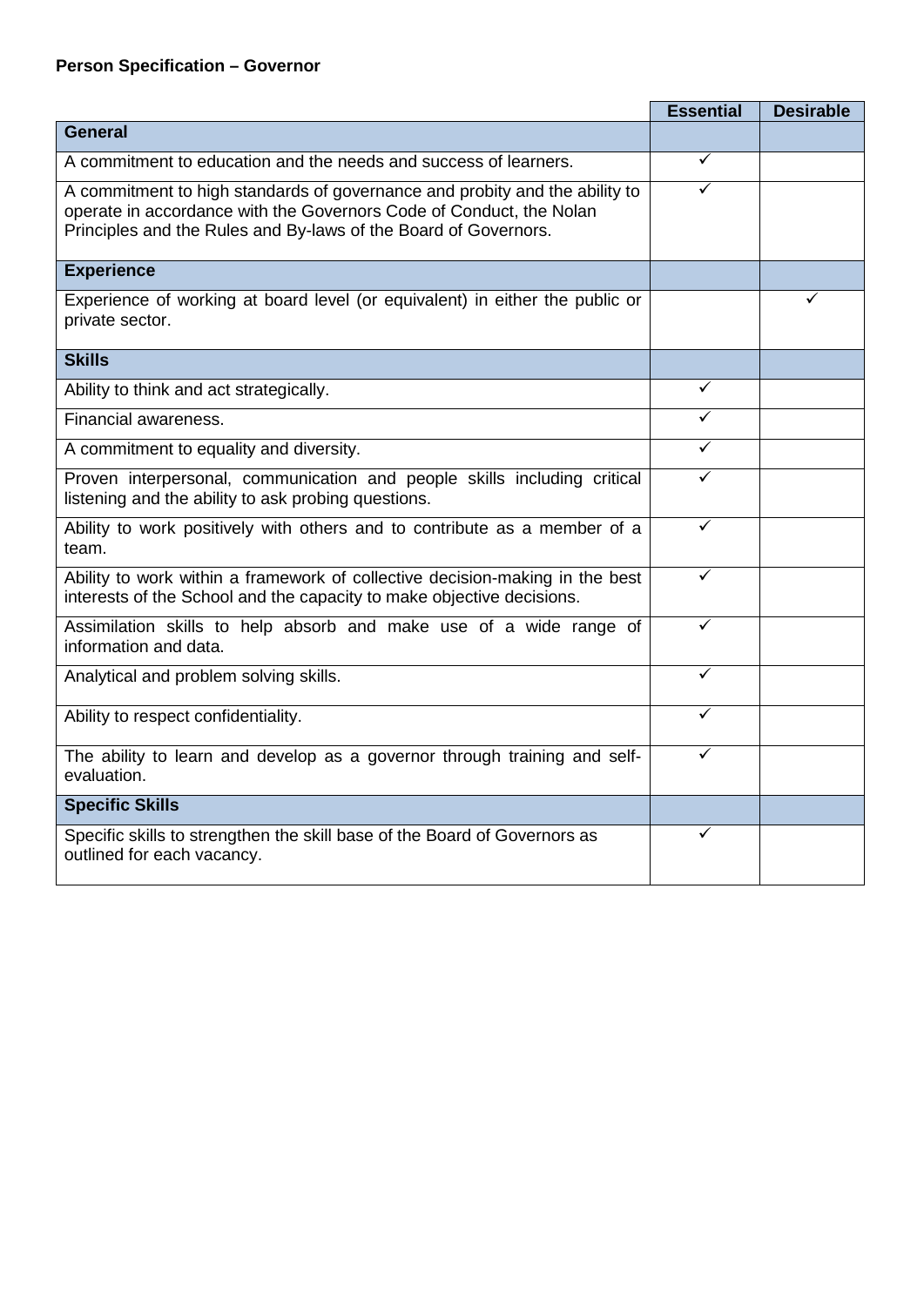**Person Specification – Governor**

| | Essential | Desirable |
|---|---|---|
| **General** | | |
| A commitment to education and the needs and success of learners. | ✓ | |
| A commitment to high standards of governance and probity and the ability to operate in accordance with the Governors Code of Conduct, the Nolan Principles and the Rules and By-laws of the Board of Governors. | ✓ | |
| **Experience** | | |
| Experience of working at board level (or equivalent) in either the public or private sector. | | ✓ |
| **Skills** | | |
| Ability to think and act strategically. | ✓ | |
| Financial awareness. | ✓ | |
| A commitment to equality and diversity. | ✓ | |
| Proven interpersonal, communication and people skills including critical listening and the ability to ask probing questions. | ✓ | |
| Ability to work positively with others and to contribute as a member of a team. | ✓ | |
| Ability to work within a framework of collective decision-making in the best interests of the School and the capacity to make objective decisions. | ✓ | |
| Assimilation skills to help absorb and make use of a wide range of information and data. | ✓ | |
| Analytical and problem solving skills. | ✓ | |
| Ability to respect confidentiality. | ✓ | |
| The ability to learn and develop as a governor through training and self-evaluation. | ✓ | |
| **Specific Skills** | | |
| Specific skills to strengthen the skill base of the Board of Governors as outlined for each vacancy. | ✓ | |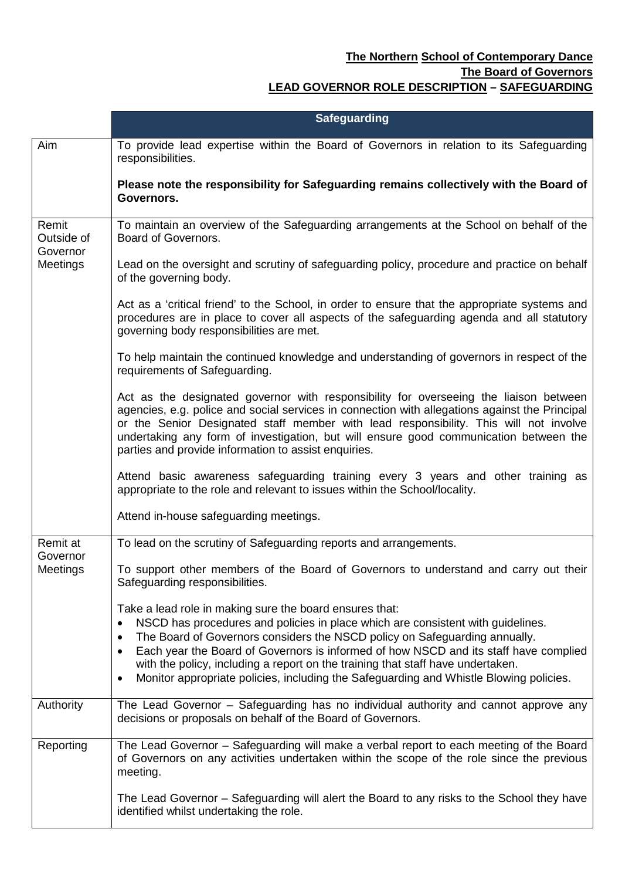**The Northern School of Contemporary Dance**
**The Board of Governors**
**LEAD GOVERNOR ROLE DESCRIPTION – SAFEGUARDING**

| | Safeguarding |
|---|---|
| Aim | To provide lead expertise within the Board of Governors in relation to its Safeguarding responsibilities.<br><br>**Please note the responsibility for Safeguarding remains collectively with the Board of Governors.** |
| Remit Outside of Governor Meetings | To maintain an overview of the Safeguarding arrangements at the School on behalf of the Board of Governors.<br><br>Lead on the oversight and scrutiny of safeguarding policy, procedure and practice on behalf of the governing body.<br><br>Act as a 'critical friend' to the School, in order to ensure that the appropriate systems and procedures are in place to cover all aspects of the safeguarding agenda and all statutory governing body responsibilities are met.<br><br>To help maintain the continued knowledge and understanding of governors in respect of the requirements of Safeguarding.<br><br>Act as the designated governor with responsibility for overseeing the liaison between agencies, e.g. police and social services in connection with allegations against the Principal or the Senior Designated staff member with lead responsibility. This will not involve undertaking any form of investigation, but will ensure good communication between the parties and provide information to assist enquiries.<br><br>Attend basic awareness safeguarding training every 3 years and other training as appropriate to the role and relevant to issues within the School/locality.<br><br>Attend in-house safeguarding meetings. |
| Remit at Governor Meetings | To lead on the scrutiny of Safeguarding reports and arrangements.<br><br>To support other members of the Board of Governors to understand and carry out their Safeguarding responsibilities.<br><br>Take a lead role in making sure the board ensures that:<br>• NSCD has procedures and policies in place which are consistent with guidelines.<br>• The Board of Governors considers the NSCD policy on Safeguarding annually.<br>• Each year the Board of Governors is informed of how NSCD and its staff have complied with the policy, including a report on the training that staff have undertaken.<br>• Monitor appropriate policies, including the Safeguarding and Whistle Blowing policies. |
| Authority | The Lead Governor – Safeguarding has no individual authority and cannot approve any decisions or proposals on behalf of the Board of Governors. |
| Reporting | The Lead Governor – Safeguarding will make a verbal report to each meeting of the Board of Governors on any activities undertaken within the scope of the role since the previous meeting.<br><br>The Lead Governor – Safeguarding will alert the Board to any risks to the School they have identified whilst undertaking the role. |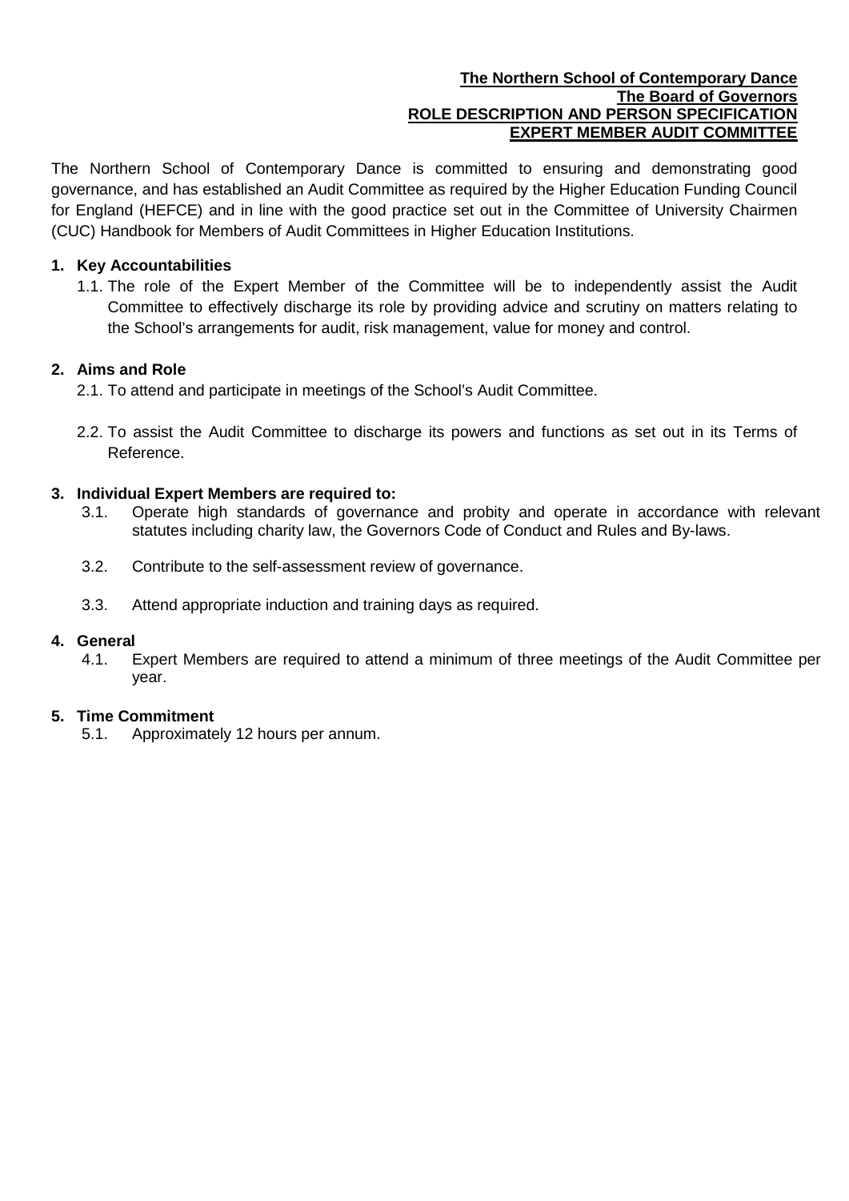**The Northern School of Contemporary Dance**
**The Board of Governors**
**ROLE DESCRIPTION AND PERSON SPECIFICATION**
**EXPERT MEMBER AUDIT COMMITTEE**

The Northern School of Contemporary Dance is committed to ensuring and demonstrating good governance, and has established an Audit Committee as required by the Higher Education Funding Council for England (HEFCE) and in line with the good practice set out in the Committee of University Chairmen (CUC) Handbook for Members of Audit Committees in Higher Education Institutions.

## 1. Key Accountabilities

1.1. The role of the Expert Member of the Committee will be to independently assist the Audit Committee to effectively discharge its role by providing advice and scrutiny on matters relating to the School's arrangements for audit, risk management, value for money and control.

## 2. Aims and Role

2.1. To attend and participate in meetings of the School's Audit Committee.

2.2. To assist the Audit Committee to discharge its powers and functions as set out in its Terms of Reference.

## 3. Individual Expert Members are required to:

3.1. Operate high standards of governance and probity and operate in accordance with relevant statutes including charity law, the Governors Code of Conduct and Rules and By-laws.

3.2. Contribute to the self-assessment review of governance.

3.3. Attend appropriate induction and training days as required.

## 4. General

4.1. Expert Members are required to attend a minimum of three meetings of the Audit Committee per year.

## 5. Time Commitment

5.1. Approximately 12 hours per annum.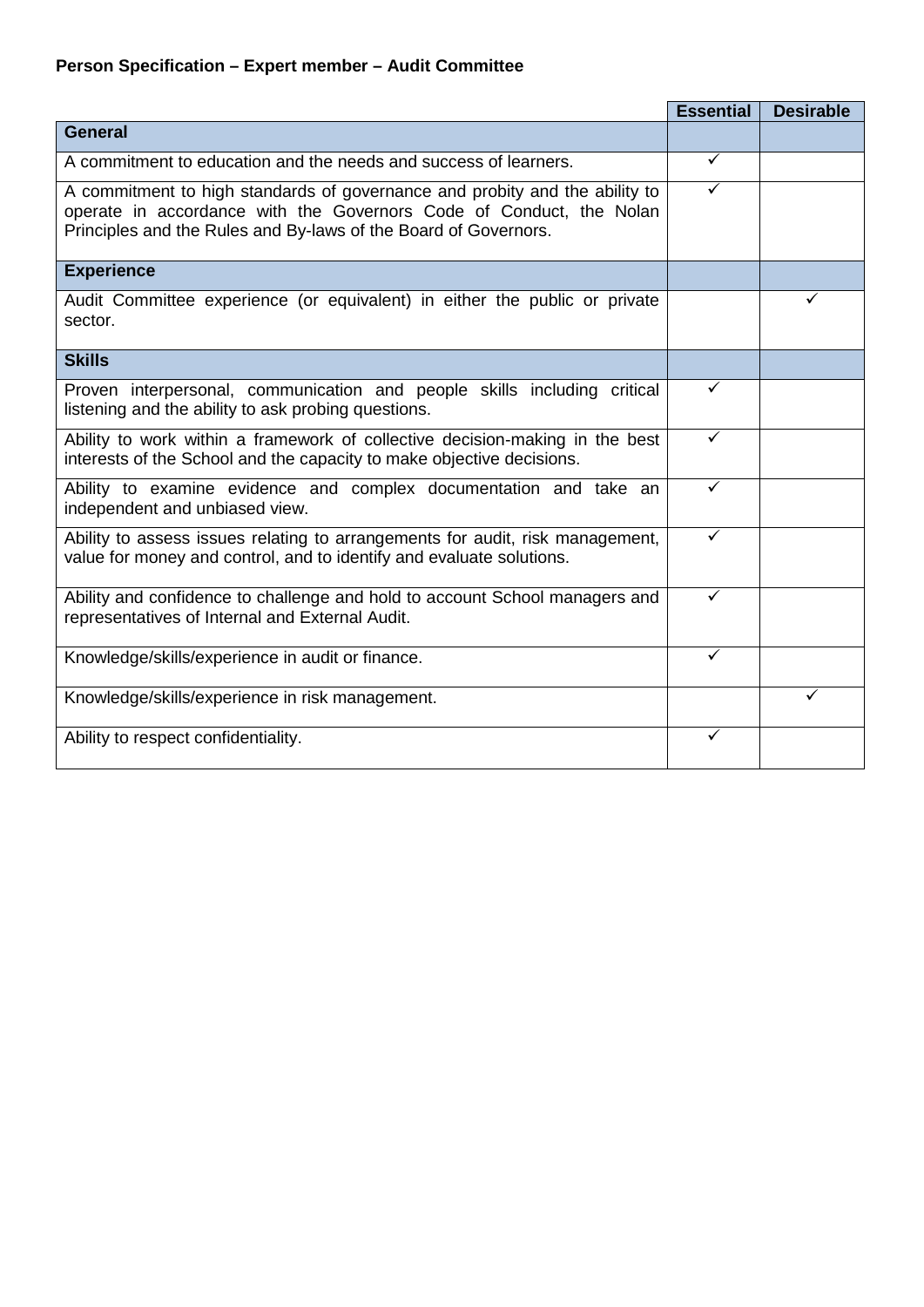**Person Specification – Expert member – Audit Committee**

| | Essential | Desirable |
|---|---|---|
| **General** | | |
| A commitment to education and the needs and success of learners. | ✓ | |
| A commitment to high standards of governance and probity and the ability to operate in accordance with the Governors Code of Conduct, the Nolan Principles and the Rules and By-laws of the Board of Governors. | ✓ | |
| **Experience** | | |
| Audit Committee experience (or equivalent) in either the public or private sector. | | ✓ |
| **Skills** | | |
| Proven interpersonal, communication and people skills including critical listening and the ability to ask probing questions. | ✓ | |
| Ability to work within a framework of collective decision-making in the best interests of the School and the capacity to make objective decisions. | ✓ | |
| Ability to examine evidence and complex documentation and take an independent and unbiased view. | ✓ | |
| Ability to assess issues relating to arrangements for audit, risk management, value for money and control, and to identify and evaluate solutions. | ✓ | |
| Ability and confidence to challenge and hold to account School managers and representatives of Internal and External Audit. | ✓ | |
| Knowledge/skills/experience in audit or finance. | ✓ | |
| Knowledge/skills/experience in risk management. | | ✓ |
| Ability to respect confidentiality. | ✓ | |